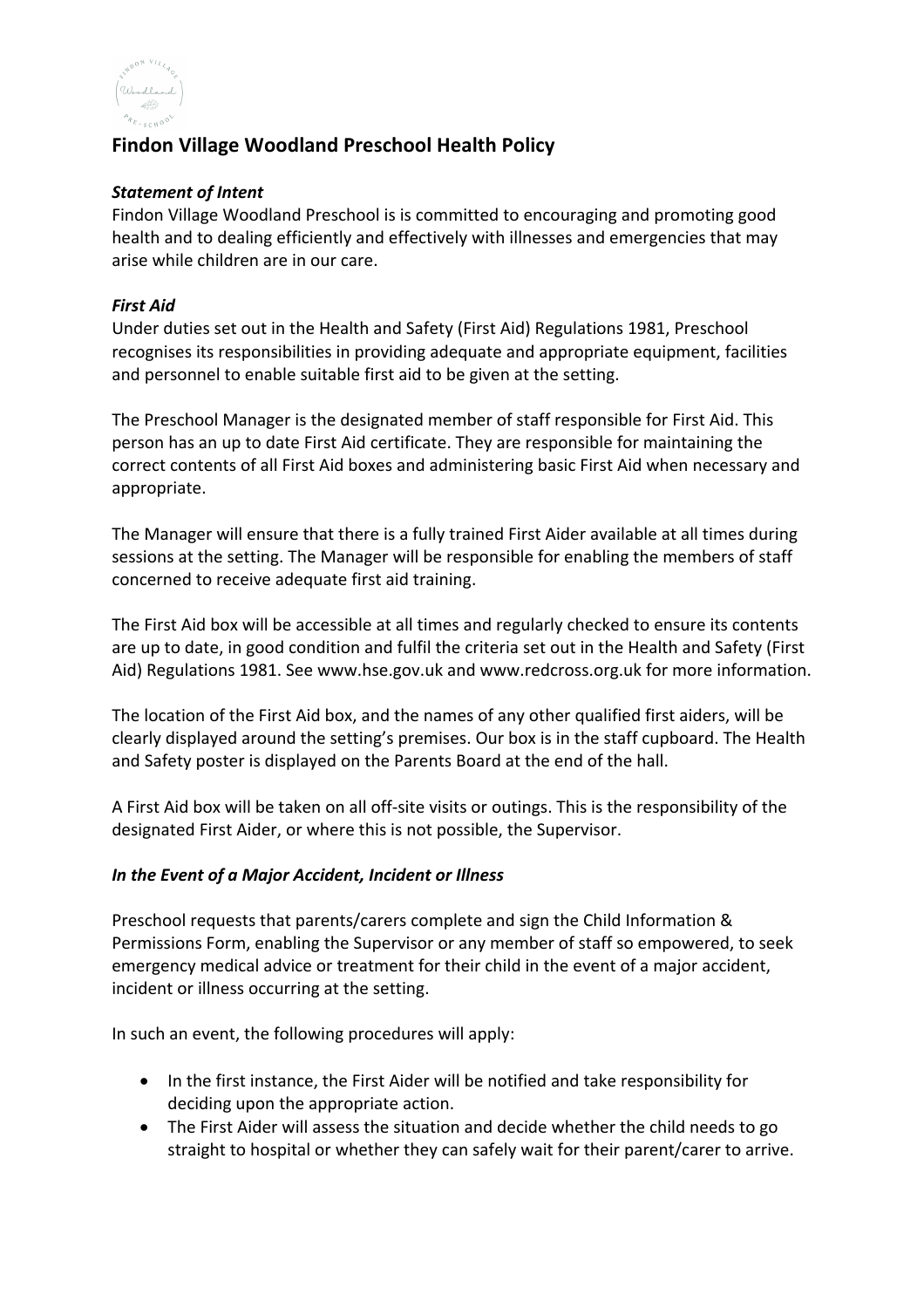# Findon Village Woodland Preschool Health Policy

***Statement of Intent***

Findon Village Woodland Preschool is is committed to encouraging and promoting good health and to dealing efficiently and effectively with illnesses and emergencies that may arise while children are in our care.

***First Aid***

Under duties set out in the Health and Safety (First Aid) Regulations 1981, Preschool recognises its responsibilities in providing adequate and appropriate equipment, facilities and personnel to enable suitable first aid to be given at the setting.

The Preschool Manager is the designated member of staff responsible for First Aid. This person has an up to date First Aid certificate. They are responsible for maintaining the correct contents of all First Aid boxes and administering basic First Aid when necessary and appropriate.

The Manager will ensure that there is a fully trained First Aider available at all times during sessions at the setting. The Manager will be responsible for enabling the members of staff concerned to receive adequate first aid training.

The First Aid box will be accessible at all times and regularly checked to ensure its contents are up to date, in good condition and fulfil the criteria set out in the Health and Safety (First Aid) Regulations 1981. See www.hse.gov.uk and www.redcross.org.uk for more information.

The location of the First Aid box, and the names of any other qualified first aiders, will be clearly displayed around the setting's premises. Our box is in the staff cupboard. The Health and Safety poster is displayed on the Parents Board at the end of the hall.

A First Aid box will be taken on all off-site visits or outings. This is the responsibility of the designated First Aider, or where this is not possible, the Supervisor.

***In the Event of a Major Accident, Incident or Illness***

Preschool requests that parents/carers complete and sign the Child Information & Permissions Form, enabling the Supervisor or any member of staff so empowered, to seek emergency medical advice or treatment for their child in the event of a major accident, incident or illness occurring at the setting.

In such an event, the following procedures will apply:

- In the first instance, the First Aider will be notified and take responsibility for deciding upon the appropriate action.
- The First Aider will assess the situation and decide whether the child needs to go straight to hospital or whether they can safely wait for their parent/carer to arrive.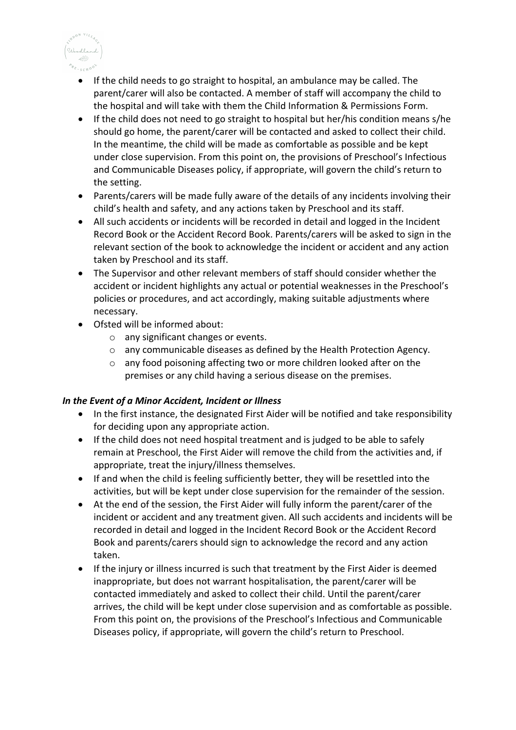- If the child needs to go straight to hospital, an ambulance may be called. The parent/carer will also be contacted. A member of staff will accompany the child to the hospital and will take with them the Child Information & Permissions Form.
- If the child does not need to go straight to hospital but her/his condition means s/he should go home, the parent/carer will be contacted and asked to collect their child. In the meantime, the child will be made as comfortable as possible and be kept under close supervision. From this point on, the provisions of Preschool's Infectious and Communicable Diseases policy, if appropriate, will govern the child's return to the setting.
- Parents/carers will be made fully aware of the details of any incidents involving their child's health and safety, and any actions taken by Preschool and its staff.
- All such accidents or incidents will be recorded in detail and logged in the Incident Record Book or the Accident Record Book. Parents/carers will be asked to sign in the relevant section of the book to acknowledge the incident or accident and any action taken by Preschool and its staff.
- The Supervisor and other relevant members of staff should consider whether the accident or incident highlights any actual or potential weaknesses in the Preschool's policies or procedures, and act accordingly, making suitable adjustments where necessary.
- Ofsted will be informed about:
  - any significant changes or events.
  - any communicable diseases as defined by the Health Protection Agency.
  - any food poisoning affecting two or more children looked after on the premises or any child having a serious disease on the premises.

***In the Event of a Minor Accident, Incident or Illness***

- In the first instance, the designated First Aider will be notified and take responsibility for deciding upon any appropriate action.
- If the child does not need hospital treatment and is judged to be able to safely remain at Preschool, the First Aider will remove the child from the activities and, if appropriate, treat the injury/illness themselves.
- If and when the child is feeling sufficiently better, they will be resettled into the activities, but will be kept under close supervision for the remainder of the session.
- At the end of the session, the First Aider will fully inform the parent/carer of the incident or accident and any treatment given. All such accidents and incidents will be recorded in detail and logged in the Incident Record Book or the Accident Record Book and parents/carers should sign to acknowledge the record and any action taken.
- If the injury or illness incurred is such that treatment by the First Aider is deemed inappropriate, but does not warrant hospitalisation, the parent/carer will be contacted immediately and asked to collect their child. Until the parent/carer arrives, the child will be kept under close supervision and as comfortable as possible. From this point on, the provisions of the Preschool's Infectious and Communicable Diseases policy, if appropriate, will govern the child's return to Preschool.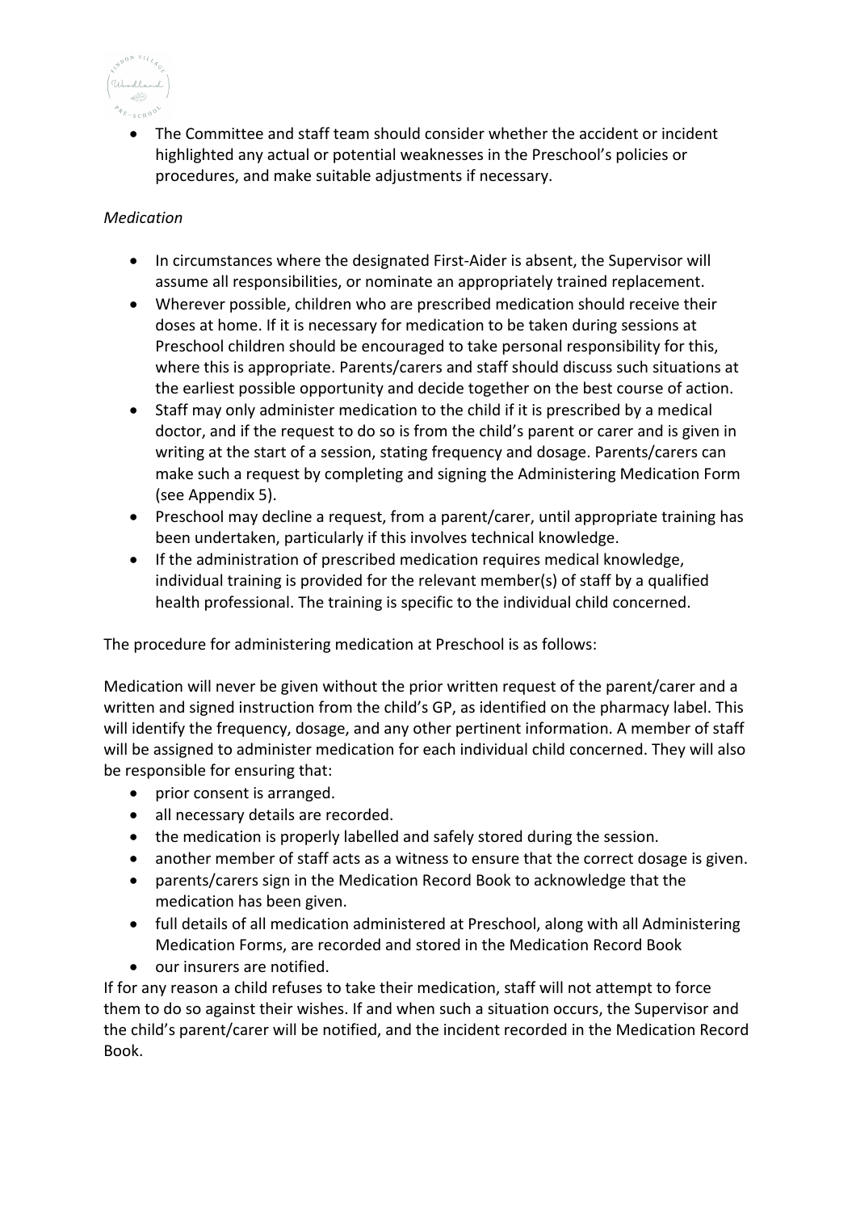- The Committee and staff team should consider whether the accident or incident highlighted any actual or potential weaknesses in the Preschool's policies or procedures, and make suitable adjustments if necessary.

*Medication*

- In circumstances where the designated First-Aider is absent, the Supervisor will assume all responsibilities, or nominate an appropriately trained replacement.
- Wherever possible, children who are prescribed medication should receive their doses at home. If it is necessary for medication to be taken during sessions at Preschool children should be encouraged to take personal responsibility for this, where this is appropriate. Parents/carers and staff should discuss such situations at the earliest possible opportunity and decide together on the best course of action.
- Staff may only administer medication to the child if it is prescribed by a medical doctor, and if the request to do so is from the child's parent or carer and is given in writing at the start of a session, stating frequency and dosage. Parents/carers can make such a request by completing and signing the Administering Medication Form (see Appendix 5).
- Preschool may decline a request, from a parent/carer, until appropriate training has been undertaken, particularly if this involves technical knowledge.
- If the administration of prescribed medication requires medical knowledge, individual training is provided for the relevant member(s) of staff by a qualified health professional. The training is specific to the individual child concerned.

The procedure for administering medication at Preschool is as follows:

Medication will never be given without the prior written request of the parent/carer and a written and signed instruction from the child's GP, as identified on the pharmacy label. This will identify the frequency, dosage, and any other pertinent information. A member of staff will be assigned to administer medication for each individual child concerned. They will also be responsible for ensuring that:

- prior consent is arranged.
- all necessary details are recorded.
- the medication is properly labelled and safely stored during the session.
- another member of staff acts as a witness to ensure that the correct dosage is given.
- parents/carers sign in the Medication Record Book to acknowledge that the medication has been given.
- full details of all medication administered at Preschool, along with all Administering Medication Forms, are recorded and stored in the Medication Record Book
- our insurers are notified.

If for any reason a child refuses to take their medication, staff will not attempt to force them to do so against their wishes. If and when such a situation occurs, the Supervisor and the child's parent/carer will be notified, and the incident recorded in the Medication Record Book.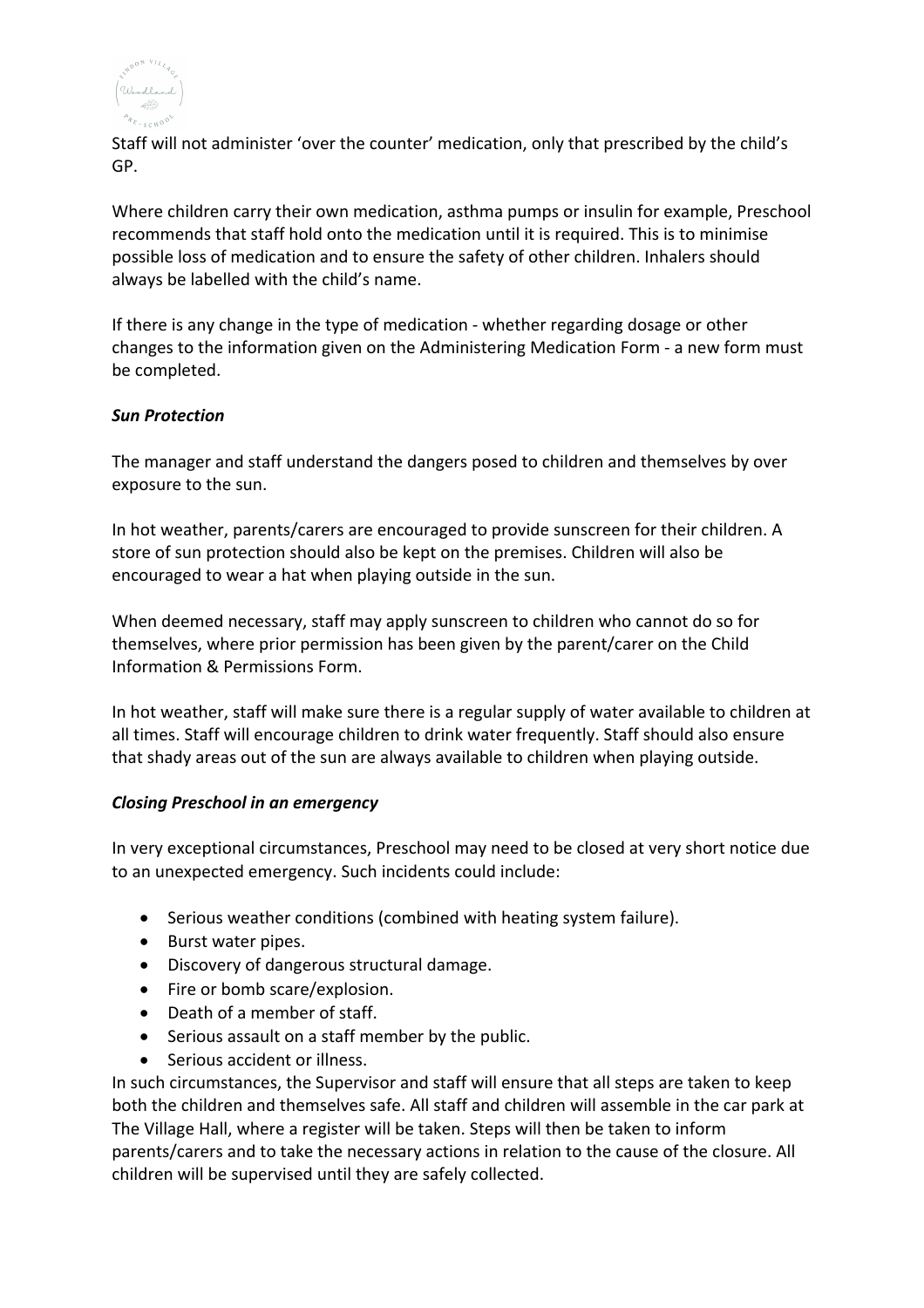Staff will not administer 'over the counter' medication, only that prescribed by the child's GP.

Where children carry their own medication, asthma pumps or insulin for example, Preschool recommends that staff hold onto the medication until it is required. This is to minimise possible loss of medication and to ensure the safety of other children. Inhalers should always be labelled with the child's name.

If there is any change in the type of medication - whether regarding dosage or other changes to the information given on the Administering Medication Form - a new form must be completed.

***Sun Protection***

The manager and staff understand the dangers posed to children and themselves by over exposure to the sun.

In hot weather, parents/carers are encouraged to provide sunscreen for their children. A store of sun protection should also be kept on the premises. Children will also be encouraged to wear a hat when playing outside in the sun.

When deemed necessary, staff may apply sunscreen to children who cannot do so for themselves, where prior permission has been given by the parent/carer on the Child Information & Permissions Form.

In hot weather, staff will make sure there is a regular supply of water available to children at all times. Staff will encourage children to drink water frequently. Staff should also ensure that shady areas out of the sun are always available to children when playing outside.

***Closing Preschool in an emergency***

In very exceptional circumstances, Preschool may need to be closed at very short notice due to an unexpected emergency. Such incidents could include:

- Serious weather conditions (combined with heating system failure).
- Burst water pipes.
- Discovery of dangerous structural damage.
- Fire or bomb scare/explosion.
- Death of a member of staff.
- Serious assault on a staff member by the public.
- Serious accident or illness.

In such circumstances, the Supervisor and staff will ensure that all steps are taken to keep both the children and themselves safe. All staff and children will assemble in the car park at The Village Hall, where a register will be taken. Steps will then be taken to inform parents/carers and to take the necessary actions in relation to the cause of the closure. All children will be supervised until they are safely collected.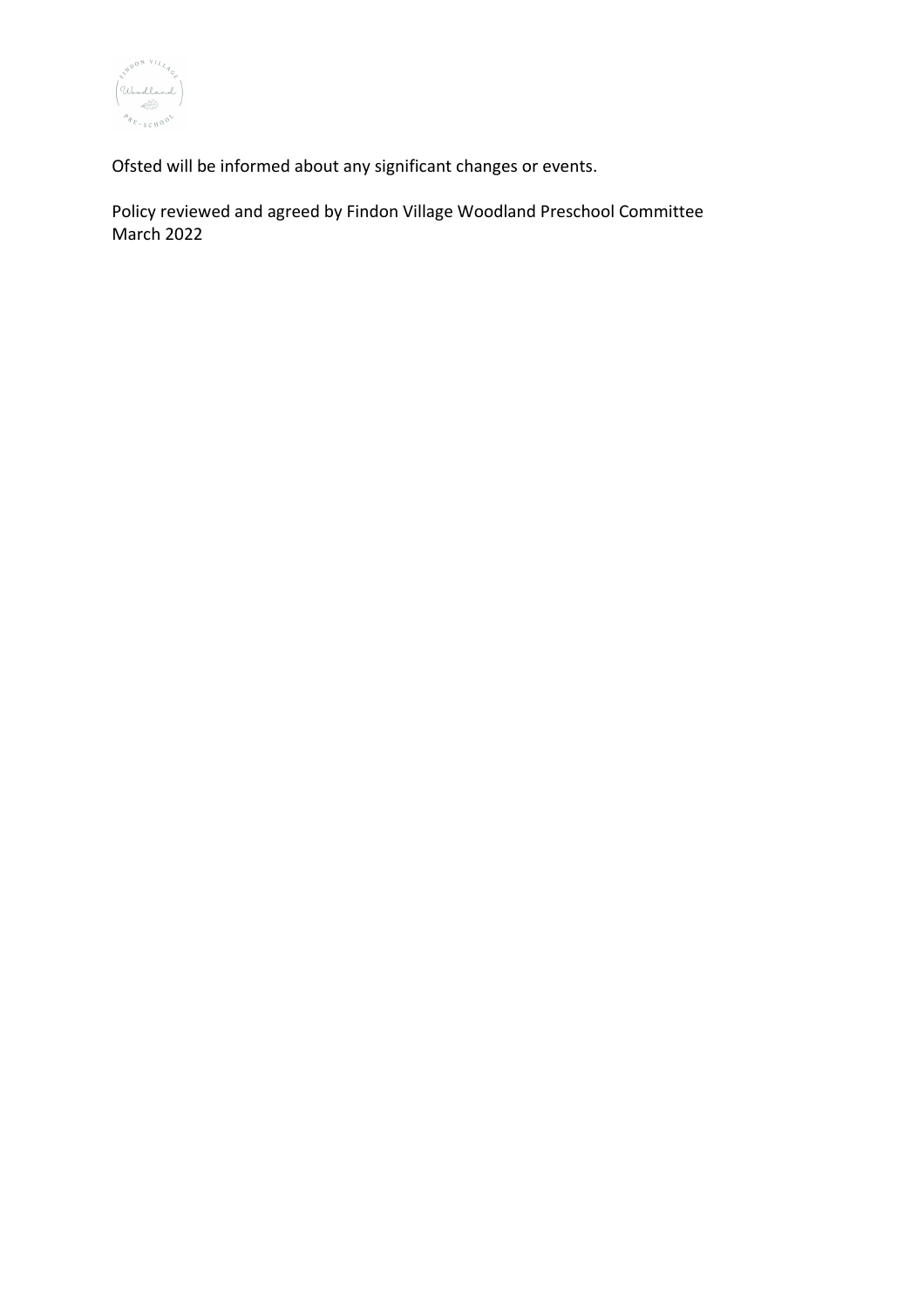Ofsted will be informed about any significant changes or events.

Policy reviewed and agreed by Findon Village Woodland Preschool Committee
March 2022